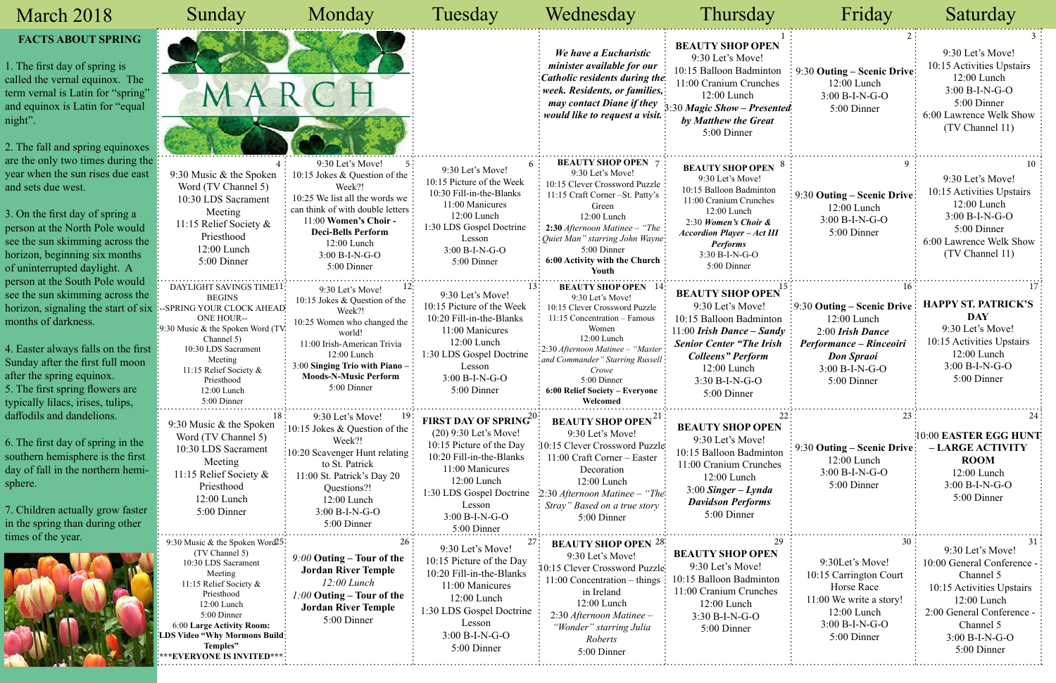# March 2018

## FACTS ABOUT SPRING

1. The first day of spring is called the vernal equinox. The term vernal is Latin for "spring" and equinox is Latin for "equal night".

2. The fall and spring equinoxes are the only two times during the year when the sun rises due east and sets due west.

3. On the first day of spring a person at the North Pole would see the sun skimming across the horizon, beginning six months of uninterrupted daylight. A person at the South Pole would see the sun skimming across the horizon, signaling the start of six months of darkness.

4. Easter always falls on the first Sunday after the first full moon after the spring equinox.

5. The first spring flowers are typically lilacs, irises, tulips, daffodils and dandelions.

6. The first day of spring in the southern hemisphere is the first day of fall in the northern hemisphere.

7. Children actually grow faster in the spring than during other times of the year.

| Sunday | Monday | Tuesday | Wednesday | Thursday | Friday | Saturday |
|---|---|---|---|---|---|---|
| MARCH | | | *We have a Eucharistic minister available for our Catholic residents during the week. Residents, or families, may contact Diane if they would like to request a visit.* | 1<br>**BEAUTY SHOP OPEN**<br>9:30 Let's Move!<br>10:15 Balloon Badminton<br>11:00 Cranium Crunches<br>12:00 Lunch<br>3:30 *Magic Show – Presented by Matthew the Great*<br>5:00 Dinner | 2<br>9:30 **Outing – Scenic Drive**<br>12:00 Lunch<br>3:00 B-I-N-G-O<br>5:00 Dinner | 3<br>9:30 Let's Move!<br>10:15 Activities Upstairs<br>12:00 Lunch<br>3:00 B-I-N-G-O<br>5:00 Dinner<br>6:00 Lawrence Welk Show (TV Channel 11) |
| 4<br>9:30 Music & the Spoken Word (TV Channel 5)<br>10:30 LDS Sacrament Meeting<br>11:15 Relief Society & Priesthood<br>12:00 Lunch<br>5:00 Dinner | 5<br>9:30 Let's Move!<br>10:15 Jokes & Question of the Week?!<br>10:25 We list all the words we can think of with double letters<br>11:00 **Women's Choir - Deci-Bells Perform**<br>12:00 Lunch<br>3:00 B-I-N-G-O<br>5:00 Dinner | 6<br>9:30 Let's Move!<br>10:15 Picture of the Week<br>10:30 Fill-in-the-Blanks<br>11:00 Manicures<br>12:00 Lunch<br>1:30 LDS Gospel Doctrine Lesson<br>3:00 B-I-N-G-O<br>5:00 Dinner | 7<br>**BEAUTY SHOP OPEN**<br>9:30 Let's Move!<br>10:15 Clever Crossword Puzzle<br>11:15 Craft Corner –St. Patty's Green<br>12:00 Lunch<br>**2:30** *Afternoon Matinee – "The Quiet Man" starring John Wayne*<br>5:00 Dinner<br>**6:00 Activity with the Church Youth** | 8<br>**BEAUTY SHOP OPEN**<br>9:30 Let's Move!<br>10:15 Balloon Badminton<br>11:00 Cranium Crunches<br>12:00 Lunch<br>2:30 ***Women's Choir & Accordion Player – Act III Performs***<br>3:30 B-I-N-G-O<br>5:00 Dinner | 9<br>9:30 **Outing – Scenic Drive**<br>12:00 Lunch<br>3:00 B-I-N-G-O<br>5:00 Dinner | 10<br>9:30 Let's Move!<br>10:15 Activities Upstairs<br>12:00 Lunch<br>3:00 B-I-N-G-O<br>5:00 Dinner<br>6:00 Lawrence Welk Show (TV Channel 11) |
| 11<br>DAYLIGHT SAVINGS TIME BEGINS<br>--SPRING YOUR CLOCK AHEAD ONE HOUR--<br>9:30 Music & the Spoken Word (TV Channel 5)<br>10:30 LDS Sacrament Meeting<br>11:15 Relief Society & Priesthood<br>12:00 Lunch<br>5:00 Dinner | 12<br>9:30 Let's Move!<br>10:15 Jokes & Question of the Week?!<br>10:25 Women who changed the world!<br>11:00 Irish-American Trivia<br>12:00 Lunch<br>3:00 **Singing Trio with Piano – Moods-N-Music Perform**<br>5:00 Dinner | 13<br>9:30 Let's Move!<br>10:15 Picture of the Week<br>10:20 Fill-in-the-Blanks<br>11:00 Manicures<br>12:00 Lunch<br>1:30 LDS Gospel Doctrine Lesson<br>3:00 B-I-N-G-O<br>5:00 Dinner | 14<br>**BEAUTY SHOP OPEN**<br>9:30 Let's Move!<br>10:15 Clever Crossword Puzzle<br>11:15 Concentration – Famous Women<br>12:00 Lunch<br>2:30 *Afternoon Matinee – "Master and Commander" Starring Russell Crowe*<br>5:00 Dinner<br>**6:00 Relief Society – Everyone Welcomed** | 15<br>**BEAUTY SHOP OPEN**<br>9:30 Let's Move!<br>10:15 Balloon Badminton<br>11:00 ***Irish Dance – Sandy Senior Center "The Irish Colleens" Perform***<br>12:00 Lunch<br>3:30 B-I-N-G-O<br>5:00 Dinner | 16<br>9:30 **Outing – Scenic Drive**<br>12:00 Lunch<br>2:00 ***Irish Dance Performance – Rinceoiri Don Spraoi***<br>3:00 B-I-N-G-O<br>5:00 Dinner | 17<br>**HAPPY ST. PATRICK'S DAY**<br>9:30 Let's Move!<br>10:15 Activities Upstairs<br>12:00 Lunch<br>3:00 B-I-N-G-O<br>5:00 Dinner |
| 18<br>9:30 Music & the Spoken Word (TV Channel 5)<br>10:30 LDS Sacrament Meeting<br>11:15 Relief Society & Priesthood<br>12:00 Lunch<br>5:00 Dinner | 19<br>9:30 Let's Move!<br>10:15 Jokes & Question of the Week?!<br>10:20 Scavenger Hunt relating to St. Patrick<br>11:00 St. Patrick's Day 20 Questions?!<br>12:00 Lunch<br>3:00 B-I-N-G-O<br>5:00 Dinner | 20<br>**FIRST DAY OF SPRING**<br>(20) 9:30 Let's Move!<br>10:15 Picture of the Day<br>10:20 Fill-in-the-Blanks<br>11:00 Manicures<br>12:00 Lunch<br>1:30 LDS Gospel Doctrine Lesson<br>3:00 B-I-N-G-O<br>5:00 Dinner | 21<br>**BEAUTY SHOP OPEN**<br>9:30 Let's Move!<br>10:15 Clever Crossword Puzzle<br>11:00 Craft Corner – Easter Decoration<br>12:00 Lunch<br>2:30 *Afternoon Matinee – "The Stray" Based on a true story*<br>5:00 Dinner | 22<br>**BEAUTY SHOP OPEN**<br>9:30 Let's Move!<br>10:15 Balloon Badminton<br>11:00 Cranium Crunches<br>12:00 Lunch<br>3:00 ***Singer – Lynda Davidson Performs***<br>5:00 Dinner | 23<br>9:30 **Outing – Scenic Drive**<br>12:00 Lunch<br>3:00 B-I-N-G-O<br>5:00 Dinner | 24<br>10:00 **EASTER EGG HUNT – LARGE ACTIVITY ROOM**<br>12:00 Lunch<br>3:00 B-I-N-G-O<br>5:00 Dinner |
| 25<br>9:30 Music & the Spoken Word (TV Channel 5)<br>10:30 LDS Sacrament Meeting<br>11:15 Relief Society & Priesthood<br>12:00 Lunch<br>5:00 Dinner<br>6:00 **Large Activity Room: LDS Video "Why Mormons Build Temples"**<br>**\*\*\*EVERYONE IS INVITED\*\*\*** | 26<br>*9:00* **Outing – Tour of the Jordan River Temple**<br>*12:00 Lunch*<br>*1:00* **Outing – Tour of the Jordan River Temple**<br>5:00 Dinner | 27<br>9:30 Let's Move!<br>10:15 Picture of the Day<br>10:20 Fill-in-the-Blanks<br>11:00 Manicures<br>12:00 Lunch<br>1:30 LDS Gospel Doctrine Lesson<br>3:00 B-I-N-G-O<br>5:00 Dinner | 28<br>**BEAUTY SHOP OPEN**<br>9:30 Let's Move!<br>10:15 Clever Crossword Puzzle<br>11:00 Concentration – things in Ireland<br>12:00 Lunch<br>2:30 *Afternoon Matinee – "Wonder" starring Julia Roberts*<br>5:00 Dinner | 29<br>**BEAUTY SHOP OPEN**<br>9:30 Let's Move!<br>10:15 Balloon Badminton<br>11:00 Cranium Crunches<br>12:00 Lunch<br>3:30 B-I-N-G-O<br>5:00 Dinner | 30<br>9:30Let's Move!<br>10:15 Carrington Court Horse Race<br>11:00 We write a story!<br>12:00 Lunch<br>3:00 B-I-N-G-O<br>5:00 Dinner | 31<br>9:30 Let's Move!<br>10:00 General Conference - Channel 5<br>10:15 Activities Upstairs<br>12:00 Lunch<br>2:00 General Conference - Channel 5<br>3:00 B-I-N-G-O<br>5:00 Dinner |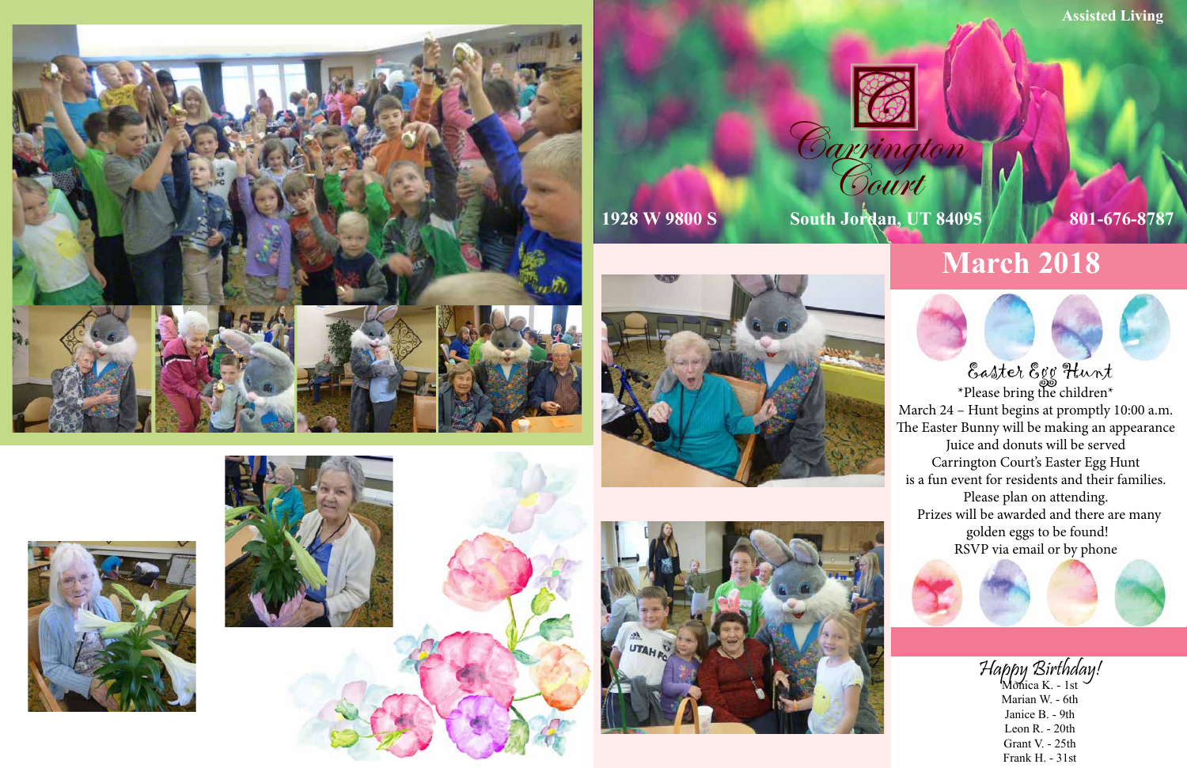Assisted Living

# Carrington Court

1928 W 9800 S South Jordan, UT 84095 801-676-8787

## March 2018

### Easter Egg Hunt

\*Please bring the children\*

March 24 – Hunt begins at promptly 10:00 a.m.
The Easter Bunny will be making an appearance
Juice and donuts will be served
Carrington Court's Easter Egg Hunt
is a fun event for residents and their families.
Please plan on attending.
Prizes will be awarded and there are many
golden eggs to be found!
RSVP via email or by phone

### Happy Birthday!

Monica K. - 1st
Marian W. - 6th
Janice B. - 9th
Leon R. - 20th
Grant V. - 25th
Frank H. - 31st